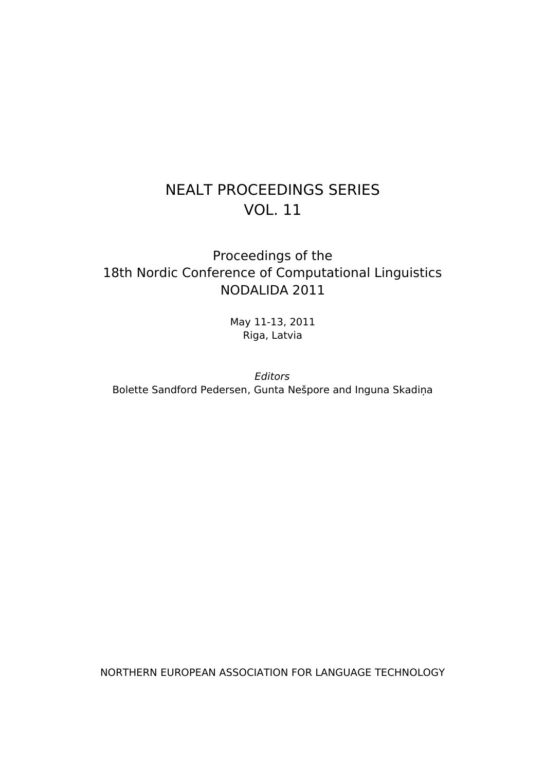# NEALT PROCEEDINGS SERIES
# VOL. 11

## Proceedings of the
## 18th Nordic Conference of Computational Linguistics
## NODALIDA 2011

May 11-13, 2011
Riga, Latvia

*Editors*
Bolette Sandford Pedersen, Gunta Nešpore and Inguna Skadiņa

NORTHERN EUROPEAN ASSOCIATION FOR LANGUAGE TECHNOLOGY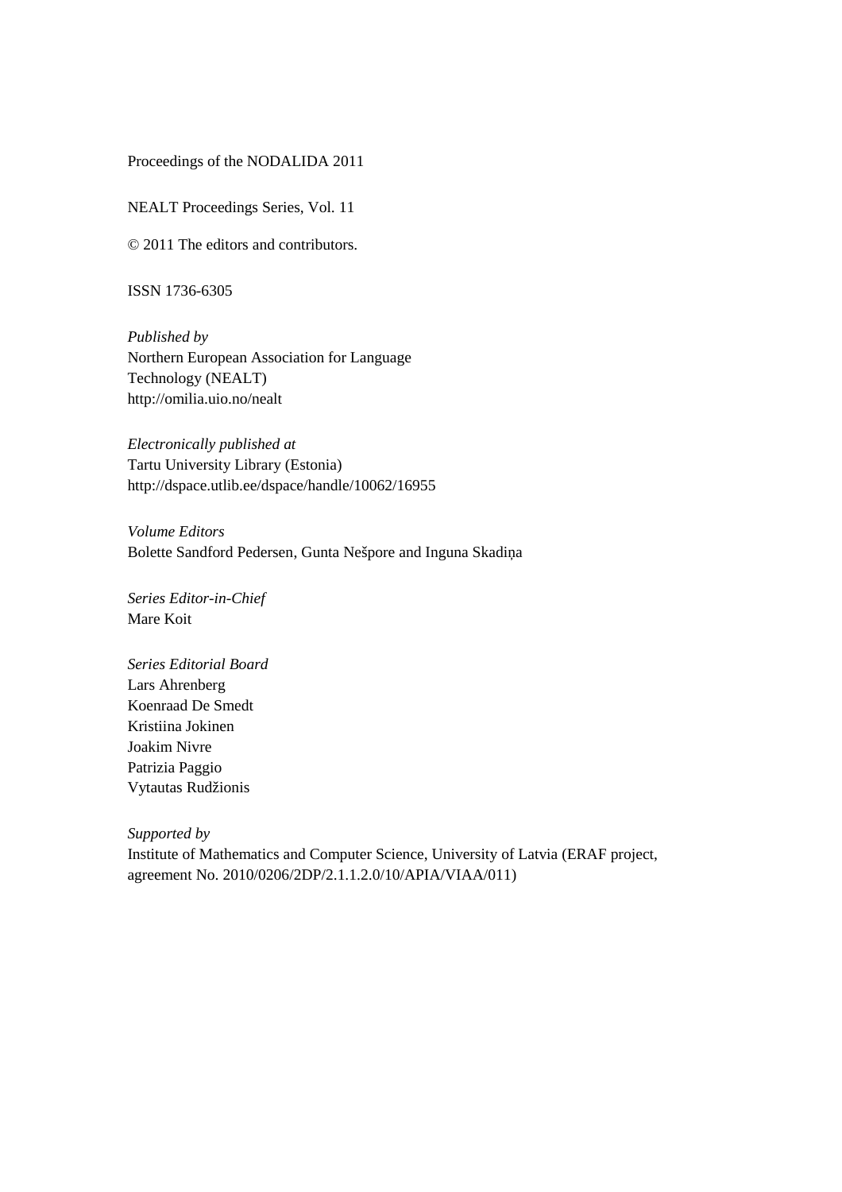Proceedings of the NODALIDA 2011

NEALT Proceedings Series, Vol. 11

© 2011 The editors and contributors.

ISSN 1736-6305

*Published by*
Northern European Association for Language Technology (NEALT)
http://omilia.uio.no/nealt

*Electronically published at*
Tartu University Library (Estonia)
http://dspace.utlib.ee/dspace/handle/10062/16955

*Volume Editors*
Bolette Sandford Pedersen, Gunta Nešpore and Inguna Skadiņa

*Series Editor-in-Chief*
Mare Koit

*Series Editorial Board*
Lars Ahrenberg
Koenraad De Smedt
Kristiina Jokinen
Joakim Nivre
Patrizia Paggio
Vytautas Rudžionis

*Supported by*
Institute of Mathematics and Computer Science, University of Latvia (ERAF project, agreement No. 2010/0206/2DP/2.1.1.2.0/10/APIA/VIAA/011)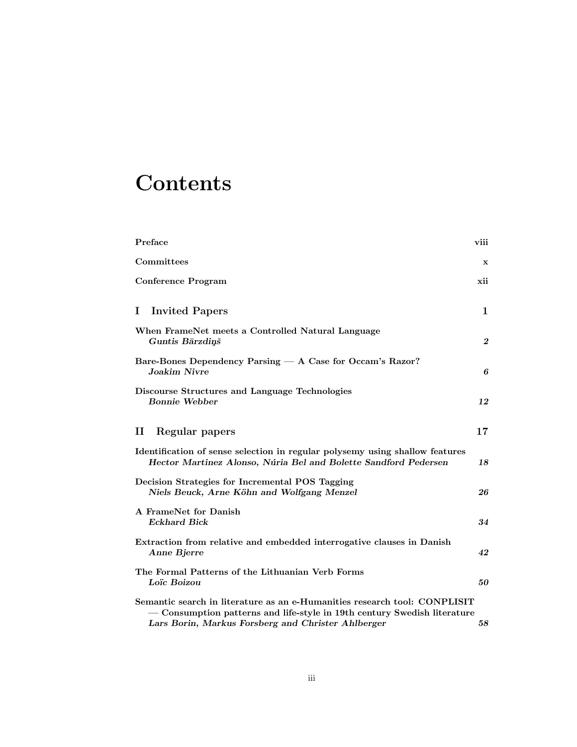# Contents

| | |
|---|---|
| **Preface** | **viii** |
| **Committees** | **x** |
| **Conference Program** | **xii** |

## I Invited Papers — 1

**When FrameNet meets a Controlled Natural Language**
*Guntis Bārzdiņš* — ***2***

**Bare-Bones Dependency Parsing — A Case for Occam's Razor?**
*Joakim Nivre* — ***6***

**Discourse Structures and Language Technologies**
*Bonnie Webber* — ***12***

## II Regular papers — 17

**Identification of sense selection in regular polysemy using shallow features**
*Hector Martinez Alonso, Núria Bel and Bolette Sandford Pedersen* — ***18***

**Decision Strategies for Incremental POS Tagging**
*Niels Beuck, Arne Köhn and Wolfgang Menzel* — ***26***

**A FrameNet for Danish**
*Eckhard Bick* — ***34***

**Extraction from relative and embedded interrogative clauses in Danish**
*Anne Bjerre* — ***42***

**The Formal Patterns of the Lithuanian Verb Forms**
*Loïc Boizou* — ***50***

**Semantic search in literature as an e-Humanities research tool: CONPLISIT — Consumption patterns and life-style in 19th century Swedish literature**
*Lars Borin, Markus Forsberg and Christer Ahlberger* — ***58***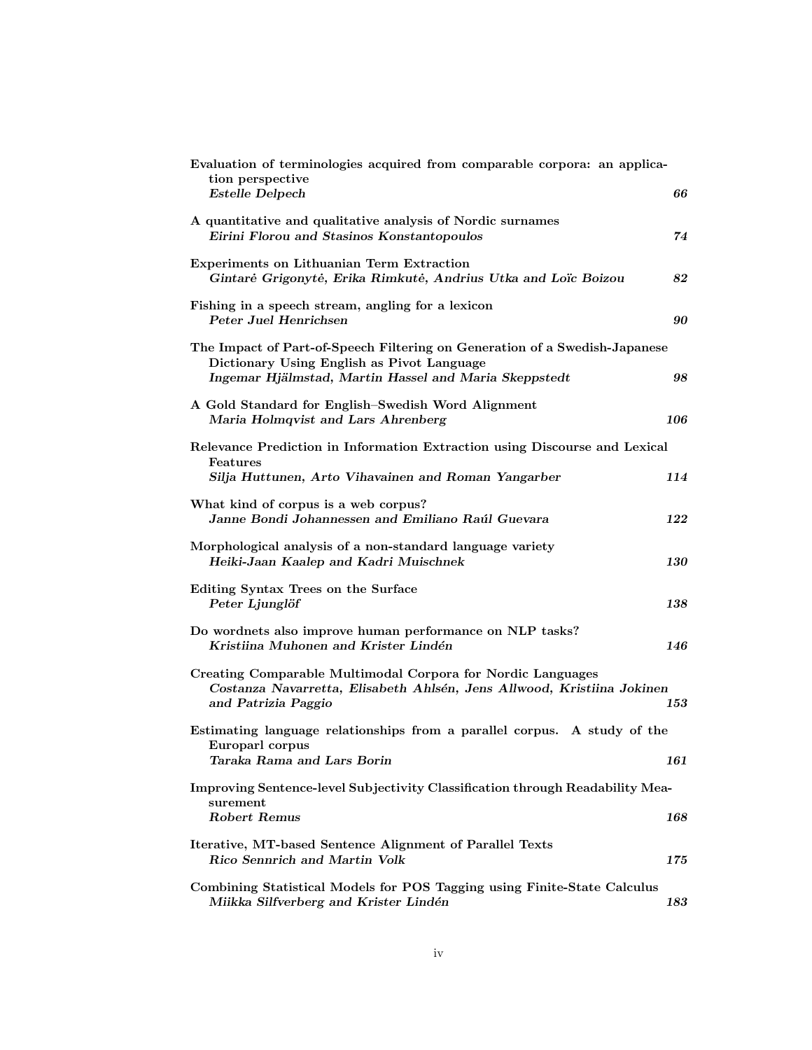**Evaluation of terminologies acquired from comparable corpora: an application perspective**
*Estelle Delpech* ... **66**

**A quantitative and qualitative analysis of Nordic surnames**
*Eirini Florou and Stasinos Konstantopoulos* ... **74**

**Experiments on Lithuanian Term Extraction**
*Gintarė Grigonytė, Erika Rimkutė, Andrius Utka and Loïc Boizou* ... **82**

**Fishing in a speech stream, angling for a lexicon**
*Peter Juel Henrichsen* ... **90**

**The Impact of Part-of-Speech Filtering on Generation of a Swedish-Japanese Dictionary Using English as Pivot Language**
*Ingemar Hjälmstad, Martin Hassel and Maria Skeppstedt* ... **98**

**A Gold Standard for English–Swedish Word Alignment**
*Maria Holmqvist and Lars Ahrenberg* ... **106**

**Relevance Prediction in Information Extraction using Discourse and Lexical Features**
*Silja Huttunen, Arto Vihavainen and Roman Yangarber* ... **114**

**What kind of corpus is a web corpus?**
*Janne Bondi Johannessen and Emiliano Raúl Guevara* ... **122**

**Morphological analysis of a non-standard language variety**
*Heiki-Jaan Kaalep and Kadri Muischnek* ... **130**

**Editing Syntax Trees on the Surface**
*Peter Ljunglöf* ... **138**

**Do wordnets also improve human performance on NLP tasks?**
*Kristiina Muhonen and Krister Lindén* ... **146**

**Creating Comparable Multimodal Corpora for Nordic Languages**
*Costanza Navarretta, Elisabeth Ahlsén, Jens Allwood, Kristiina Jokinen and Patrizia Paggio* ... **153**

**Estimating language relationships from a parallel corpus. A study of the Europarl corpus**
*Taraka Rama and Lars Borin* ... **161**

**Improving Sentence-level Subjectivity Classification through Readability Measurement**
*Robert Remus* ... **168**

**Iterative, MT-based Sentence Alignment of Parallel Texts**
*Rico Sennrich and Martin Volk* ... **175**

**Combining Statistical Models for POS Tagging using Finite-State Calculus**
*Miikka Silfverberg and Krister Lindén* ... **183**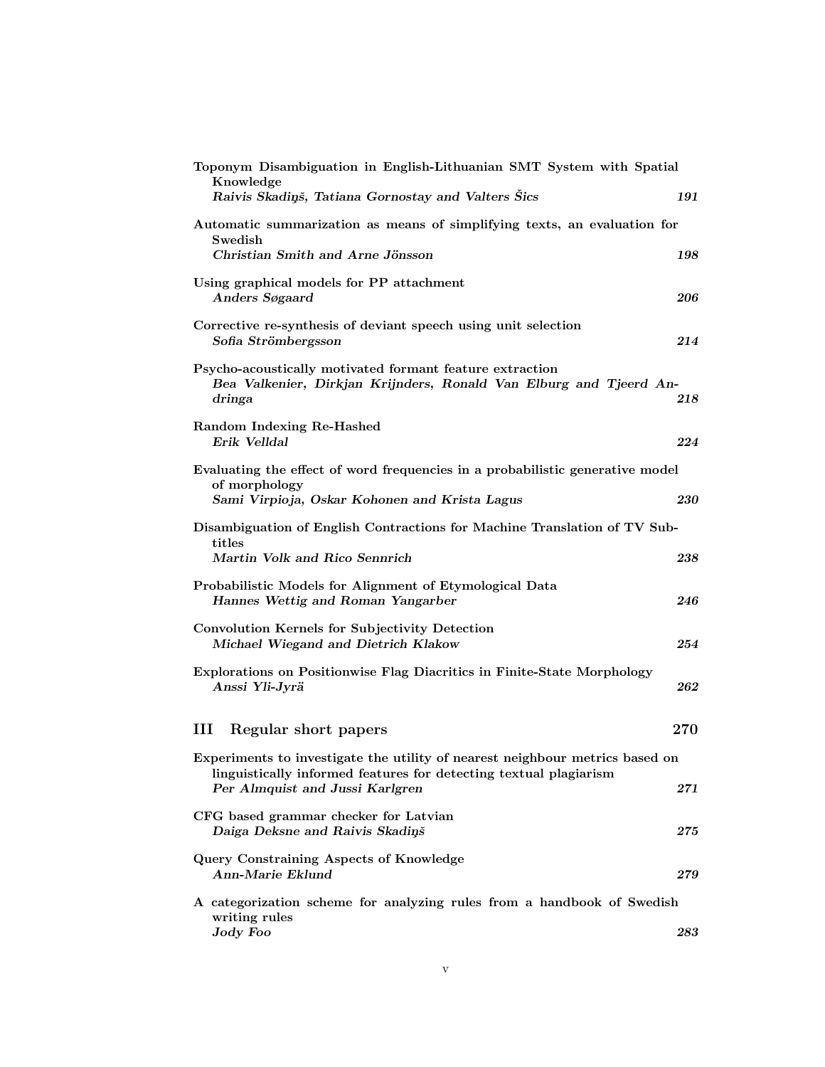**Toponym Disambiguation in English-Lithuanian SMT System with Spatial Knowledge**
*Raivis Skadiņš, Tatiana Gornostay and Valters Šics* **191**

**Automatic summarization as means of simplifying texts, an evaluation for Swedish**
*Christian Smith and Arne Jönsson* **198**

**Using graphical models for PP attachment**
*Anders Søgaard* **206**

**Corrective re-synthesis of deviant speech using unit selection**
*Sofia Strömbergsson* **214**

**Psycho-acoustically motivated formant feature extraction**
*Bea Valkenier, Dirkjan Krijnders, Ronald Van Elburg and Tjeerd Andringa* **218**

**Random Indexing Re-Hashed**
*Erik Velldal* **224**

**Evaluating the effect of word frequencies in a probabilistic generative model of morphology**
*Sami Virpioja, Oskar Kohonen and Krista Lagus* **230**

**Disambiguation of English Contractions for Machine Translation of TV Subtitles**
*Martin Volk and Rico Sennrich* **238**

**Probabilistic Models for Alignment of Etymological Data**
*Hannes Wettig and Roman Yangarber* **246**

**Convolution Kernels for Subjectivity Detection**
*Michael Wiegand and Dietrich Klakow* **254**

**Explorations on Positionwise Flag Diacritics in Finite-State Morphology**
*Anssi Yli-Jyrä* **262**

## III Regular short papers 270

**Experiments to investigate the utility of nearest neighbour metrics based on linguistically informed features for detecting textual plagiarism**
*Per Almquist and Jussi Karlgren* **271**

**CFG based grammar checker for Latvian**
*Daiga Deksne and Raivis Skadiņš* **275**

**Query Constraining Aspects of Knowledge**
*Ann-Marie Eklund* **279**

**A categorization scheme for analyzing rules from a handbook of Swedish writing rules**
*Jody Foo* **283**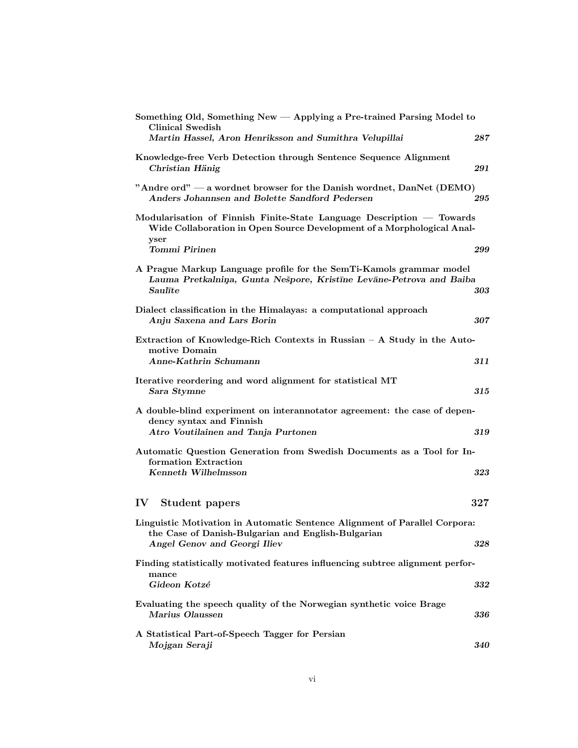**Something Old, Something New — Applying a Pre-trained Parsing Model to Clinical Swedish**
***Martin Hassel, Aron Henriksson and Sumithra Velupillai*** **287**

**Knowledge-free Verb Detection through Sentence Sequence Alignment**
***Christian Hänig*** **291**

**"Andre ord" — a wordnet browser for the Danish wordnet, DanNet (DEMO)**
***Anders Johannsen and Bolette Sandford Pedersen*** **295**

**Modularisation of Finnish Finite-State Language Description — Towards Wide Collaboration in Open Source Development of a Morphological Analyser**
***Tommi Pirinen*** **299**

**A Prague Markup Language profile for the SemTi-Kamols grammar model**
***Lauma Pretkalniņa, Gunta Nešpore, Kristīne Levāne-Petrova and Baiba Saulīte*** **303**

**Dialect classification in the Himalayas: a computational approach**
***Anju Saxena and Lars Borin*** **307**

**Extraction of Knowledge-Rich Contexts in Russian – A Study in the Automotive Domain**
***Anne-Kathrin Schumann*** **311**

**Iterative reordering and word alignment for statistical MT**
***Sara Stymne*** **315**

**A double-blind experiment on interannotator agreement: the case of dependency syntax and Finnish**
***Atro Voutilainen and Tanja Purtonen*** **319**

**Automatic Question Generation from Swedish Documents as a Tool for Information Extraction**
***Kenneth Wilhelmsson*** **323**

## IV Student papers 327

**Linguistic Motivation in Automatic Sentence Alignment of Parallel Corpora: the Case of Danish-Bulgarian and English-Bulgarian**
***Angel Genov and Georgi Iliev*** **328**

**Finding statistically motivated features influencing subtree alignment performance**
***Gideon Kotzé*** **332**

**Evaluating the speech quality of the Norwegian synthetic voice Brage**
***Marius Olaussen*** **336**

**A Statistical Part-of-Speech Tagger for Persian**
***Mojgan Seraji*** **340**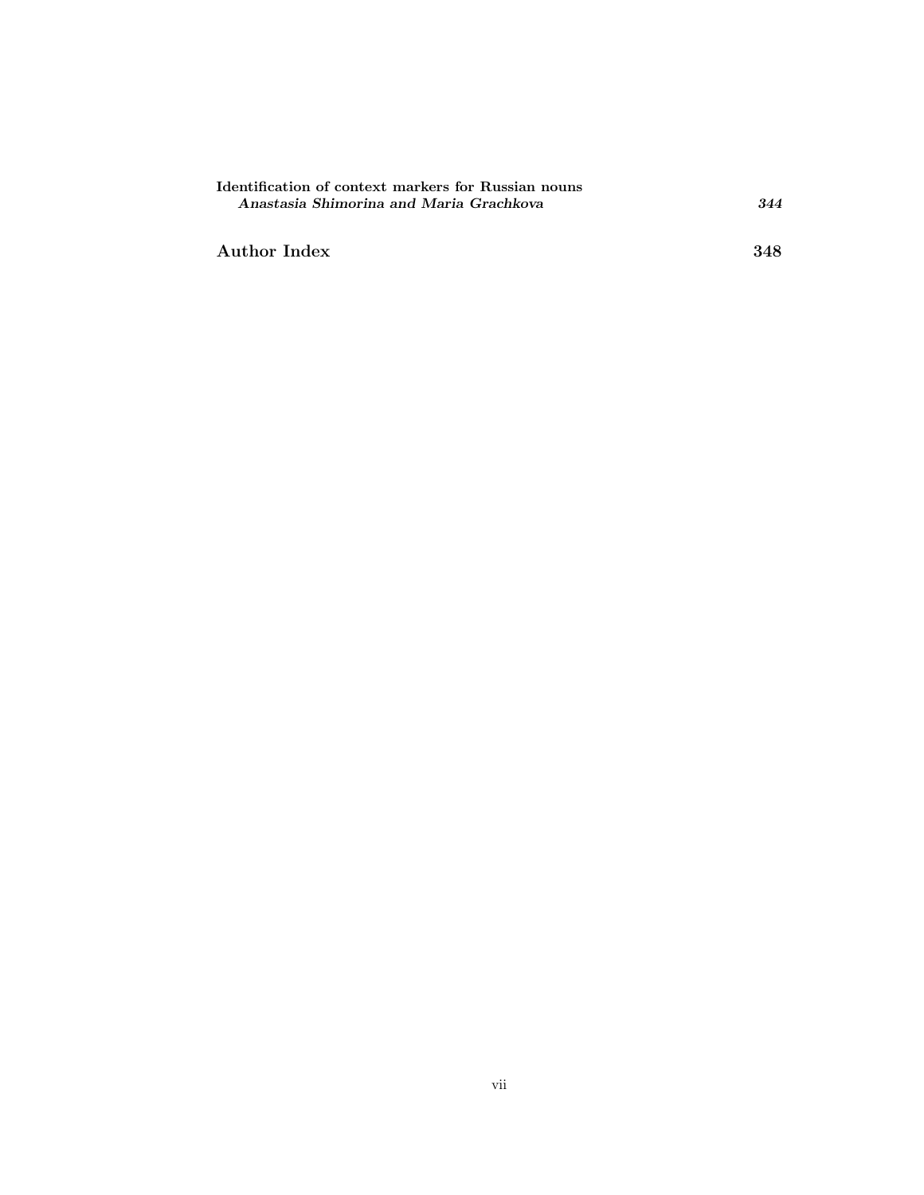**Identification of context markers for Russian nouns**
***Anastasia Shimorina and Maria Grachkova*** ***344***

## Author Index 348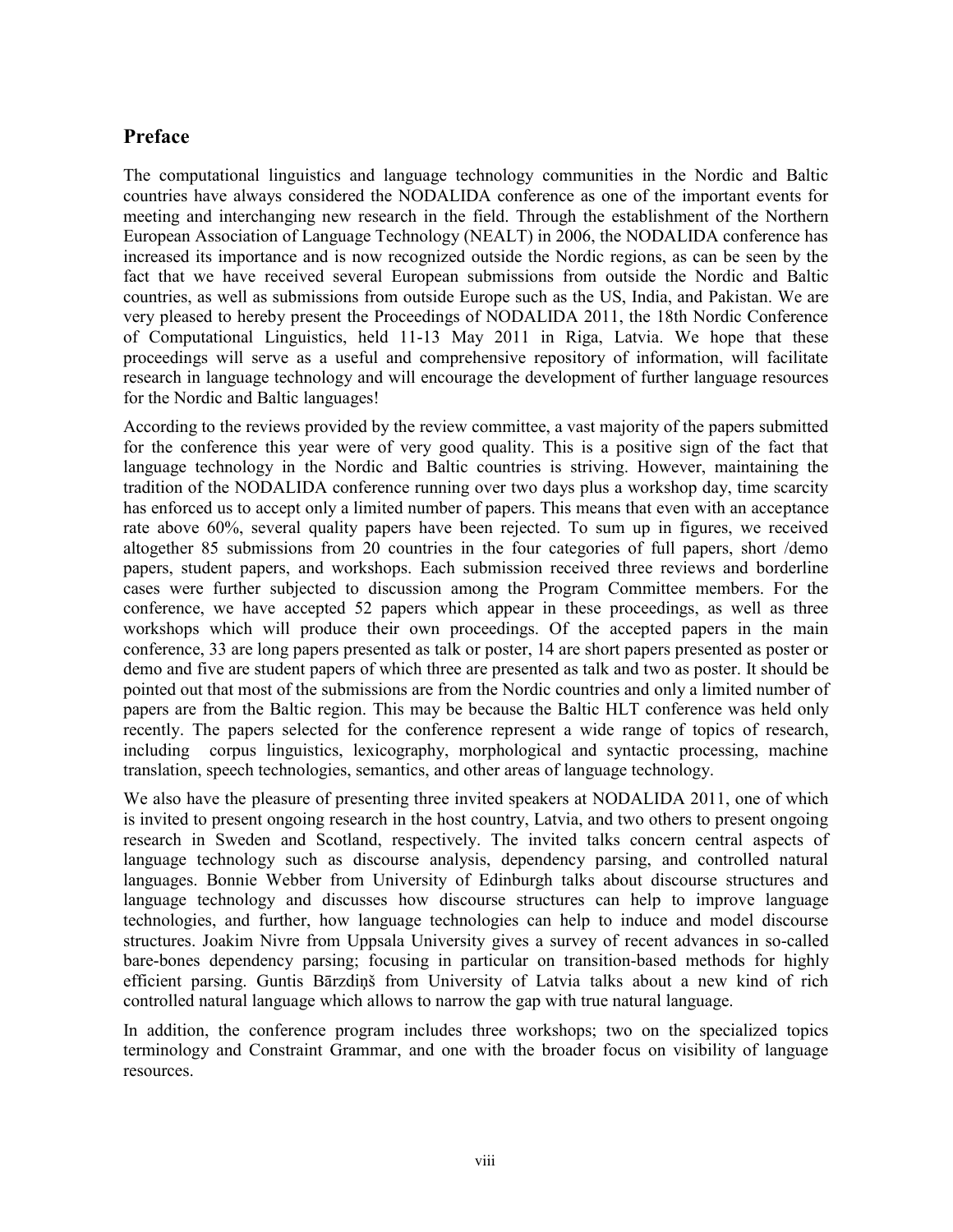## Preface

The computational linguistics and language technology communities in the Nordic and Baltic countries have always considered the NODALIDA conference as one of the important events for meeting and interchanging new research in the field. Through the establishment of the Northern European Association of Language Technology (NEALT) in 2006, the NODALIDA conference has increased its importance and is now recognized outside the Nordic regions, as can be seen by the fact that we have received several European submissions from outside the Nordic and Baltic countries, as well as submissions from outside Europe such as the US, India, and Pakistan. We are very pleased to hereby present the Proceedings of NODALIDA 2011, the 18th Nordic Conference of Computational Linguistics, held 11-13 May 2011 in Riga, Latvia. We hope that these proceedings will serve as a useful and comprehensive repository of information, will facilitate research in language technology and will encourage the development of further language resources for the Nordic and Baltic languages!

According to the reviews provided by the review committee, a vast majority of the papers submitted for the conference this year were of very good quality. This is a positive sign of the fact that language technology in the Nordic and Baltic countries is striving. However, maintaining the tradition of the NODALIDA conference running over two days plus a workshop day, time scarcity has enforced us to accept only a limited number of papers. This means that even with an acceptance rate above 60%, several quality papers have been rejected. To sum up in figures, we received altogether 85 submissions from 20 countries in the four categories of full papers, short /demo papers, student papers, and workshops. Each submission received three reviews and borderline cases were further subjected to discussion among the Program Committee members. For the conference, we have accepted 52 papers which appear in these proceedings, as well as three workshops which will produce their own proceedings. Of the accepted papers in the main conference, 33 are long papers presented as talk or poster, 14 are short papers presented as poster or demo and five are student papers of which three are presented as talk and two as poster. It should be pointed out that most of the submissions are from the Nordic countries and only a limited number of papers are from the Baltic region. This may be because the Baltic HLT conference was held only recently. The papers selected for the conference represent a wide range of topics of research, including corpus linguistics, lexicography, morphological and syntactic processing, machine translation, speech technologies, semantics, and other areas of language technology.

We also have the pleasure of presenting three invited speakers at NODALIDA 2011, one of which is invited to present ongoing research in the host country, Latvia, and two others to present ongoing research in Sweden and Scotland, respectively. The invited talks concern central aspects of language technology such as discourse analysis, dependency parsing, and controlled natural languages. Bonnie Webber from University of Edinburgh talks about discourse structures and language technology and discusses how discourse structures can help to improve language technologies, and further, how language technologies can help to induce and model discourse structures. Joakim Nivre from Uppsala University gives a survey of recent advances in so-called bare-bones dependency parsing; focusing in particular on transition-based methods for highly efficient parsing. Guntis Bārzdiņš from University of Latvia talks about a new kind of rich controlled natural language which allows to narrow the gap with true natural language.

In addition, the conference program includes three workshops; two on the specialized topics terminology and Constraint Grammar, and one with the broader focus on visibility of language resources.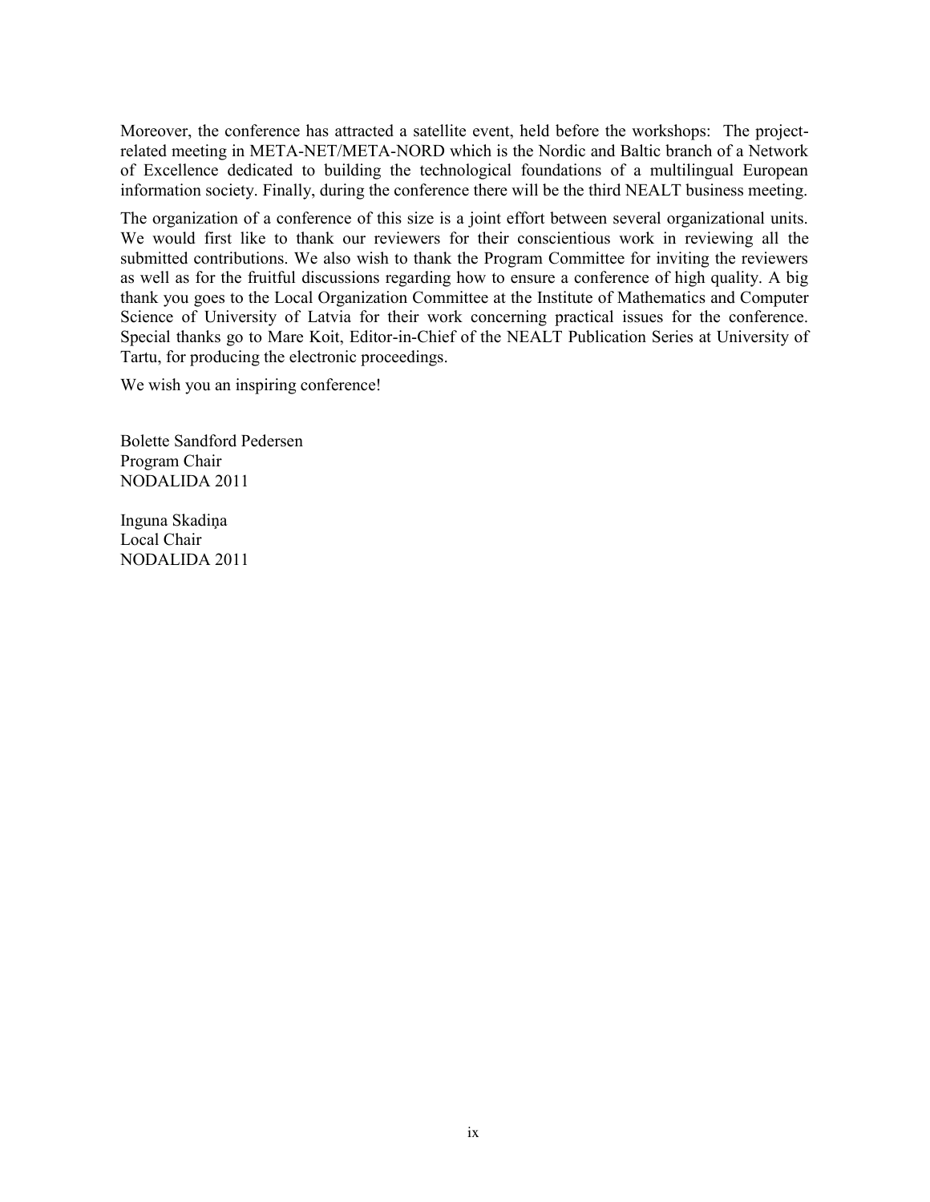Moreover, the conference has attracted a satellite event, held before the workshops: The project-related meeting in META-NET/META-NORD which is the Nordic and Baltic branch of a Network of Excellence dedicated to building the technological foundations of a multilingual European information society. Finally, during the conference there will be the third NEALT business meeting.

The organization of a conference of this size is a joint effort between several organizational units. We would first like to thank our reviewers for their conscientious work in reviewing all the submitted contributions. We also wish to thank the Program Committee for inviting the reviewers as well as for the fruitful discussions regarding how to ensure a conference of high quality. A big thank you goes to the Local Organization Committee at the Institute of Mathematics and Computer Science of University of Latvia for their work concerning practical issues for the conference. Special thanks go to Mare Koit, Editor-in-Chief of the NEALT Publication Series at University of Tartu, for producing the electronic proceedings.

We wish you an inspiring conference!

Bolette Sandford Pedersen  
Program Chair  
NODALIDA 2011

Inguna Skadiņa  
Local Chair  
NODALIDA 2011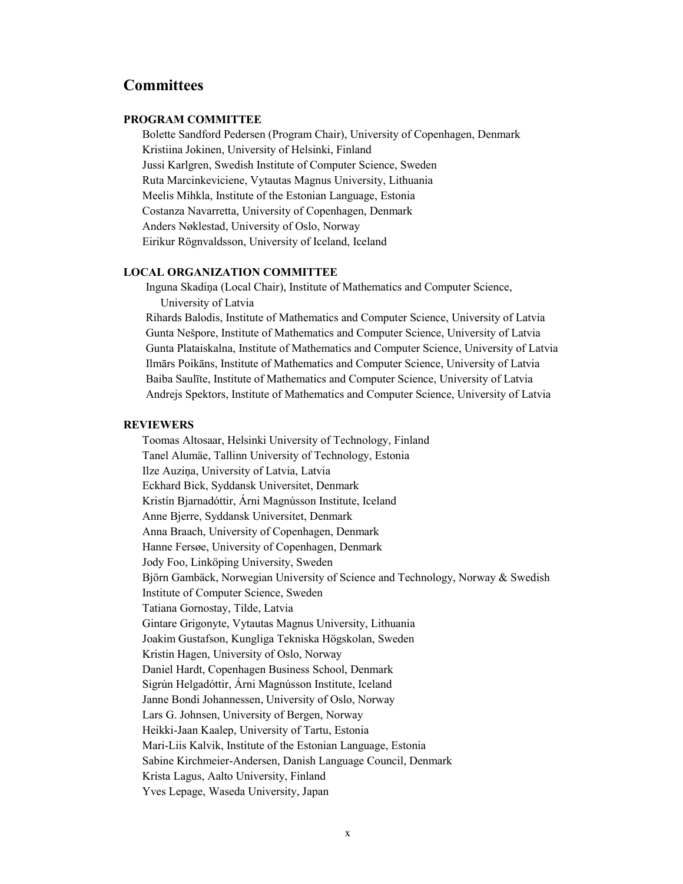## Committees

### PROGRAM COMMITTEE

Bolette Sandford Pedersen (Program Chair), University of Copenhagen, Denmark
Kristiina Jokinen, University of Helsinki, Finland
Jussi Karlgren, Swedish Institute of Computer Science, Sweden
Ruta Marcinkeviciene, Vytautas Magnus University, Lithuania
Meelis Mihkla, Institute of the Estonian Language, Estonia
Costanza Navarretta, University of Copenhagen, Denmark
Anders Nøklestad, University of Oslo, Norway
Eirikur Rögnvaldsson, University of Iceland, Iceland

### LOCAL ORGANIZATION COMMITTEE

Inguna Skadiņa (Local Chair), Institute of Mathematics and Computer Science, University of Latvia
Rihards Balodis, Institute of Mathematics and Computer Science, University of Latvia
Gunta Nešpore, Institute of Mathematics and Computer Science, University of Latvia
Gunta Plataiskalna, Institute of Mathematics and Computer Science, University of Latvia
Ilmārs Poikāns, Institute of Mathematics and Computer Science, University of Latvia
Baiba Saulīte, Institute of Mathematics and Computer Science, University of Latvia
Andrejs Spektors, Institute of Mathematics and Computer Science, University of Latvia

### REVIEWERS

Toomas Altosaar, Helsinki University of Technology, Finland
Tanel Alumäe, Tallinn University of Technology, Estonia
Ilze Auziņa, University of Latvia, Latvia
Eckhard Bick, Syddansk Universitet, Denmark
Kristín Bjarnadóttir, Árni Magnússon Institute, Iceland
Anne Bjerre, Syddansk Universitet, Denmark
Anna Braach, University of Copenhagen, Denmark
Hanne Fersøe, University of Copenhagen, Denmark
Jody Foo, Linköping University, Sweden
Björn Gambäck, Norwegian University of Science and Technology, Norway & Swedish Institute of Computer Science, Sweden
Tatiana Gornostay, Tilde, Latvia
Gintare Grigonyte, Vytautas Magnus University, Lithuania
Joakim Gustafson, Kungliga Tekniska Högskolan, Sweden
Kristin Hagen, University of Oslo, Norway
Daniel Hardt, Copenhagen Business School, Denmark
Sigrún Helgadóttir, Árni Magnússon Institute, Iceland
Janne Bondi Johannessen, University of Oslo, Norway
Lars G. Johnsen, University of Bergen, Norway
Heikki-Jaan Kaalep, University of Tartu, Estonia
Mari-Liis Kalvik, Institute of the Estonian Language, Estonia
Sabine Kirchmeier-Andersen, Danish Language Council, Denmark
Krista Lagus, Aalto University, Finland
Yves Lepage, Waseda University, Japan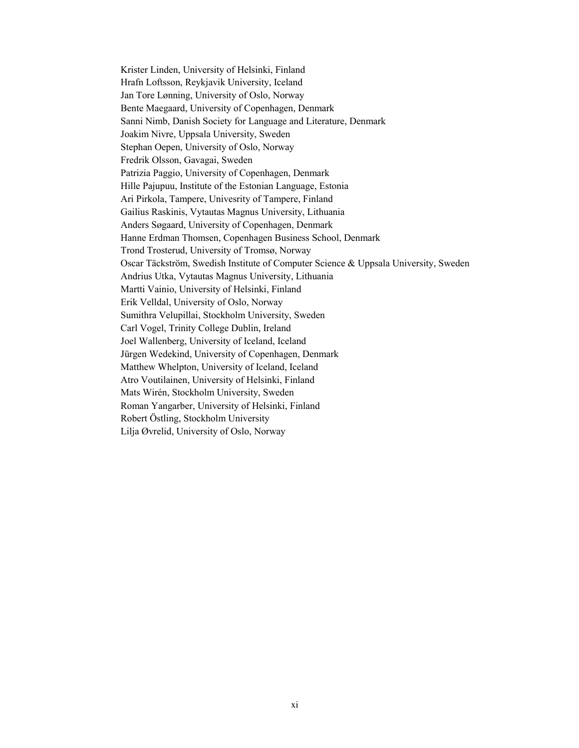Krister Linden, University of Helsinki, Finland
Hrafn Loftsson, Reykjavik University, Iceland
Jan Tore Lønning, University of Oslo, Norway
Bente Maegaard, University of Copenhagen, Denmark
Sanni Nimb, Danish Society for Language and Literature, Denmark
Joakim Nivre, Uppsala University, Sweden
Stephan Oepen, University of Oslo, Norway
Fredrik Olsson, Gavagai, Sweden
Patrizia Paggio, University of Copenhagen, Denmark
Hille Pajupuu, Institute of the Estonian Language, Estonia
Ari Pirkola, Tampere, Univesrity of Tampere, Finland
Gailius Raskinis, Vytautas Magnus University, Lithuania
Anders Søgaard, University of Copenhagen, Denmark
Hanne Erdman Thomsen, Copenhagen Business School, Denmark
Trond Trosterud, University of Tromsø, Norway
Oscar Täckström, Swedish Institute of Computer Science & Uppsala University, Sweden
Andrius Utka, Vytautas Magnus University, Lithuania
Martti Vainio, University of Helsinki, Finland
Erik Velldal, University of Oslo, Norway
Sumithra Velupillai, Stockholm University, Sweden
Carl Vogel, Trinity College Dublin, Ireland
Joel Wallenberg, University of Iceland, Iceland
Jürgen Wedekind, University of Copenhagen, Denmark
Matthew Whelpton, University of Iceland, Iceland
Atro Voutilainen, University of Helsinki, Finland
Mats Wirén, Stockholm University, Sweden
Roman Yangarber, University of Helsinki, Finland
Robert Östling, Stockholm University
Lilja Øvrelid, University of Oslo, Norway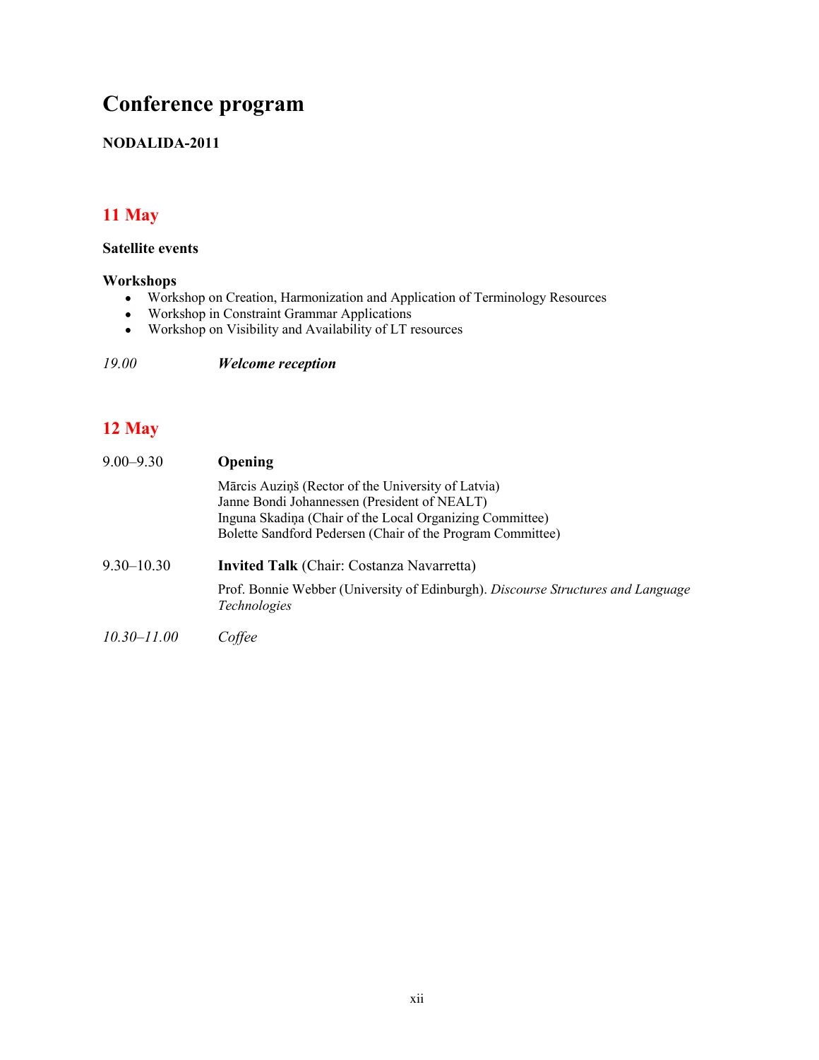# Conference program

**NODALIDA-2011**

## 11 May

**Satellite events**

**Workshops**

- Workshop on Creation, Harmonization and Application of Terminology Resources
- Workshop in Constraint Grammar Applications
- Workshop on Visibility and Availability of LT resources

*19.00* ***Welcome reception***

## 12 May

9.00–9.30 **Opening**

Mārcis Auziņš (Rector of the University of Latvia)
Janne Bondi Johannessen (President of NEALT)
Inguna Skadiņa (Chair of the Local Organizing Committee)
Bolette Sandford Pedersen (Chair of the Program Committee)

9.30–10.30 **Invited Talk** (Chair: Costanza Navarretta)

Prof. Bonnie Webber (University of Edinburgh). *Discourse Structures and Language Technologies*

*10.30–11.00* *Coffee*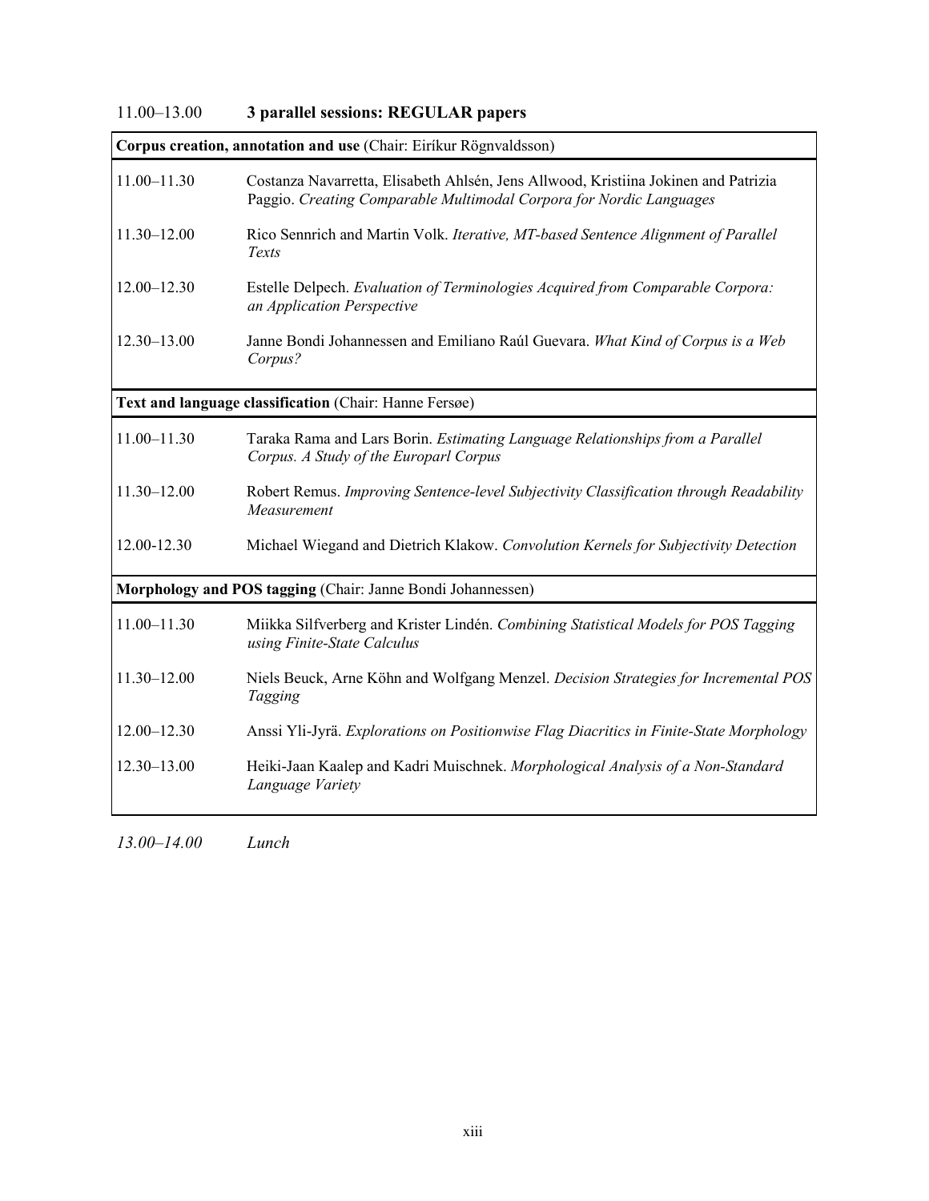11.00–13.00 **3 parallel sessions: REGULAR papers**

| **Corpus creation, annotation and use** (Chair: Eiríkur Rögnvaldsson) | |
|---|---|
| 11.00–11.30 | Costanza Navarretta, Elisabeth Ahlsén, Jens Allwood, Kristiina Jokinen and Patrizia Paggio. *Creating Comparable Multimodal Corpora for Nordic Languages* |
| 11.30–12.00 | Rico Sennrich and Martin Volk. *Iterative, MT-based Sentence Alignment of Parallel Texts* |
| 12.00–12.30 | Estelle Delpech. *Evaluation of Terminologies Acquired from Comparable Corpora: an Application Perspective* |
| 12.30–13.00 | Janne Bondi Johannessen and Emiliano Raúl Guevara. *What Kind of Corpus is a Web Corpus?* |

| **Text and language classification** (Chair: Hanne Fersøe) | |
|---|---|
| 11.00–11.30 | Taraka Rama and Lars Borin. *Estimating Language Relationships from a Parallel Corpus. A Study of the Europarl Corpus* |
| 11.30–12.00 | Robert Remus. *Improving Sentence-level Subjectivity Classification through Readability Measurement* |
| 12.00-12.30 | Michael Wiegand and Dietrich Klakow. *Convolution Kernels for Subjectivity Detection* |

| **Morphology and POS tagging** (Chair: Janne Bondi Johannessen) | |
|---|---|
| 11.00–11.30 | Miikka Silfverberg and Krister Lindén. *Combining Statistical Models for POS Tagging using Finite-State Calculus* |
| 11.30–12.00 | Niels Beuck, Arne Köhn and Wolfgang Menzel. *Decision Strategies for Incremental POS Tagging* |
| 12.00–12.30 | Anssi Yli-Jyrä. *Explorations on Positionwise Flag Diacritics in Finite-State Morphology* |
| 12.30–13.00 | Heiki-Jaan Kaalep and Kadri Muischnek. *Morphological Analysis of a Non-Standard Language Variety* |

*13.00–14.00 Lunch*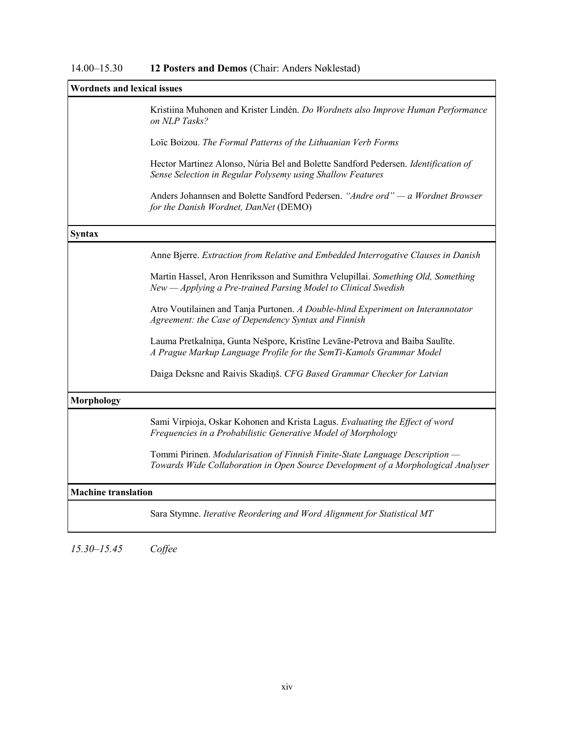14.00–15.30 **12 Posters and Demos** (Chair: Anders Nøklestad)

**Wordnets and lexical issues**

Kristiina Muhonen and Krister Lindén. *Do Wordnets also Improve Human Performance on NLP Tasks?*

Loïc Boizou. *The Formal Patterns of the Lithuanian Verb Forms*

Hector Martinez Alonso, Núria Bel and Bolette Sandford Pedersen. *Identification of Sense Selection in Regular Polysemy using Shallow Features*

Anders Johannsen and Bolette Sandford Pedersen. *"Andre ord" — a Wordnet Browser for the Danish Wordnet, DanNet* (DEMO)

**Syntax**

Anne Bjerre. *Extraction from Relative and Embedded Interrogative Clauses in Danish*

Martin Hassel, Aron Henriksson and Sumithra Velupillai. *Something Old, Something New — Applying a Pre-trained Parsing Model to Clinical Swedish*

Atro Voutilainen and Tanja Purtonen. *A Double-blind Experiment on Interannotator Agreement: the Case of Dependency Syntax and Finnish*

Lauma Pretkalniņa, Gunta Nešpore, Kristīne Levāne-Petrova and Baiba Saulīte. *A Prague Markup Language Profile for the SemTi-Kamols Grammar Model*

Daiga Deksne and Raivis Skadiņš. *CFG Based Grammar Checker for Latvian*

**Morphology**

Sami Virpioja, Oskar Kohonen and Krista Lagus. *Evaluating the Effect of word Frequencies in a Probabilistic Generative Model of Morphology*

Tommi Pirinen. *Modularisation of Finnish Finite-State Language Description — Towards Wide Collaboration in Open Source Development of a Morphological Analyser*

**Machine translation**

Sara Stymne. *Iterative Reordering and Word Alignment for Statistical MT*

*15.30–15.45 Coffee*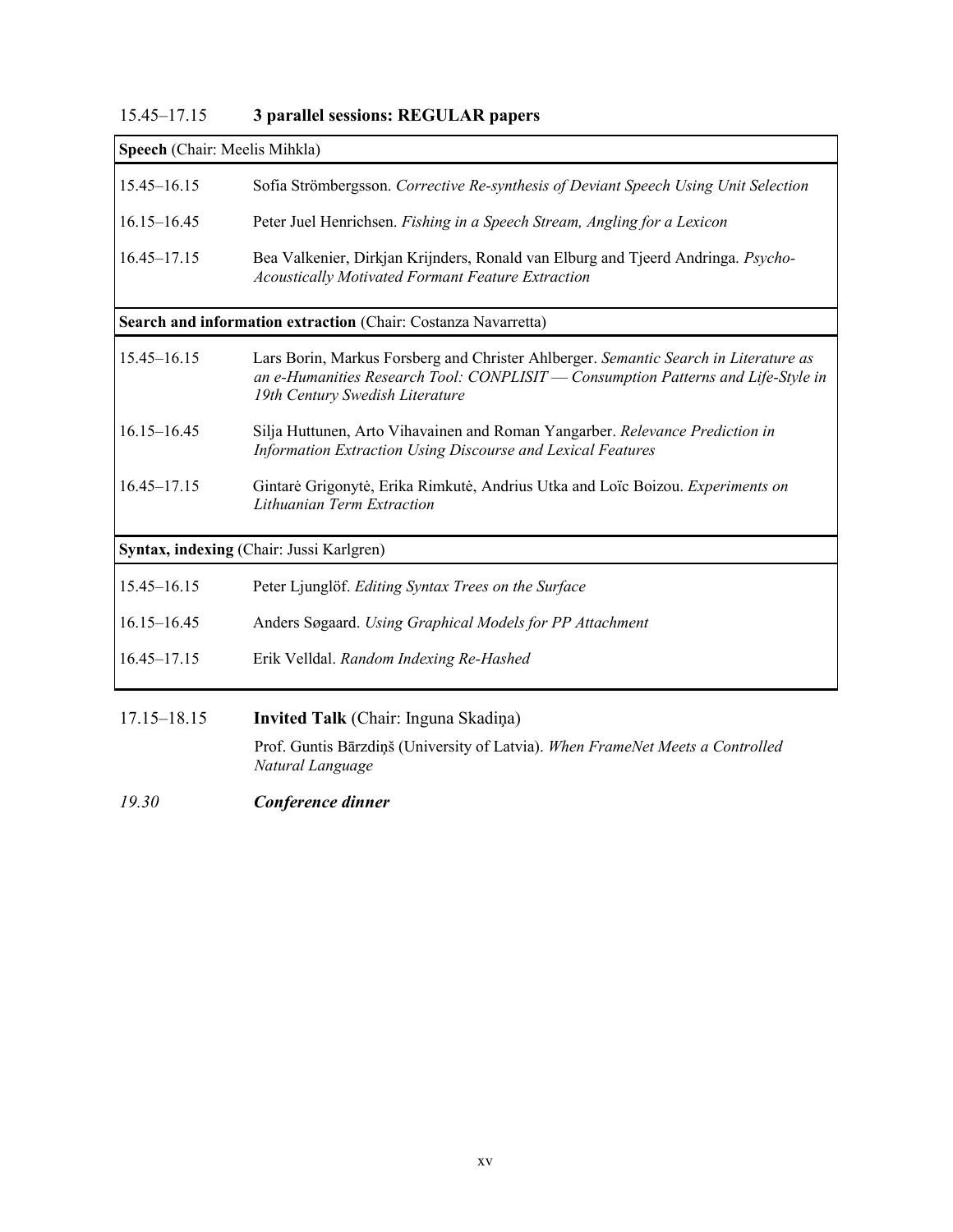## 15.45–17.15 **3 parallel sessions: REGULAR papers**

| **Speech** (Chair: Meelis Mihkla) | |
|---|---|
| 15.45–16.15 | Sofia Strömbergsson. *Corrective Re-synthesis of Deviant Speech Using Unit Selection* |
| 16.15–16.45 | Peter Juel Henrichsen. *Fishing in a Speech Stream, Angling for a Lexicon* |
| 16.45–17.15 | Bea Valkenier, Dirkjan Krijnders, Ronald van Elburg and Tjeerd Andringa. *Psycho-Acoustically Motivated Formant Feature Extraction* |

| **Search and information extraction** (Chair: Costanza Navarretta) | |
|---|---|
| 15.45–16.15 | Lars Borin, Markus Forsberg and Christer Ahlberger. *Semantic Search in Literature as an e-Humanities Research Tool: CONPLISIT — Consumption Patterns and Life-Style in 19th Century Swedish Literature* |
| 16.15–16.45 | Silja Huttunen, Arto Vihavainen and Roman Yangarber. *Relevance Prediction in Information Extraction Using Discourse and Lexical Features* |
| 16.45–17.15 | Gintarė Grigonytė, Erika Rimkutė, Andrius Utka and Loïc Boizou. *Experiments on Lithuanian Term Extraction* |

| **Syntax, indexing** (Chair: Jussi Karlgren) | |
|---|---|
| 15.45–16.15 | Peter Ljunglöf. *Editing Syntax Trees on the Surface* |
| 16.15–16.45 | Anders Søgaard. *Using Graphical Models for PP Attachment* |
| 16.45–17.15 | Erik Velldal. *Random Indexing Re-Hashed* |

17.15–18.15 **Invited Talk** (Chair: Inguna Skadiņa)

Prof. Guntis Bārzdiņš (University of Latvia). *When FrameNet Meets a Controlled Natural Language*

*19.30* ***Conference dinner***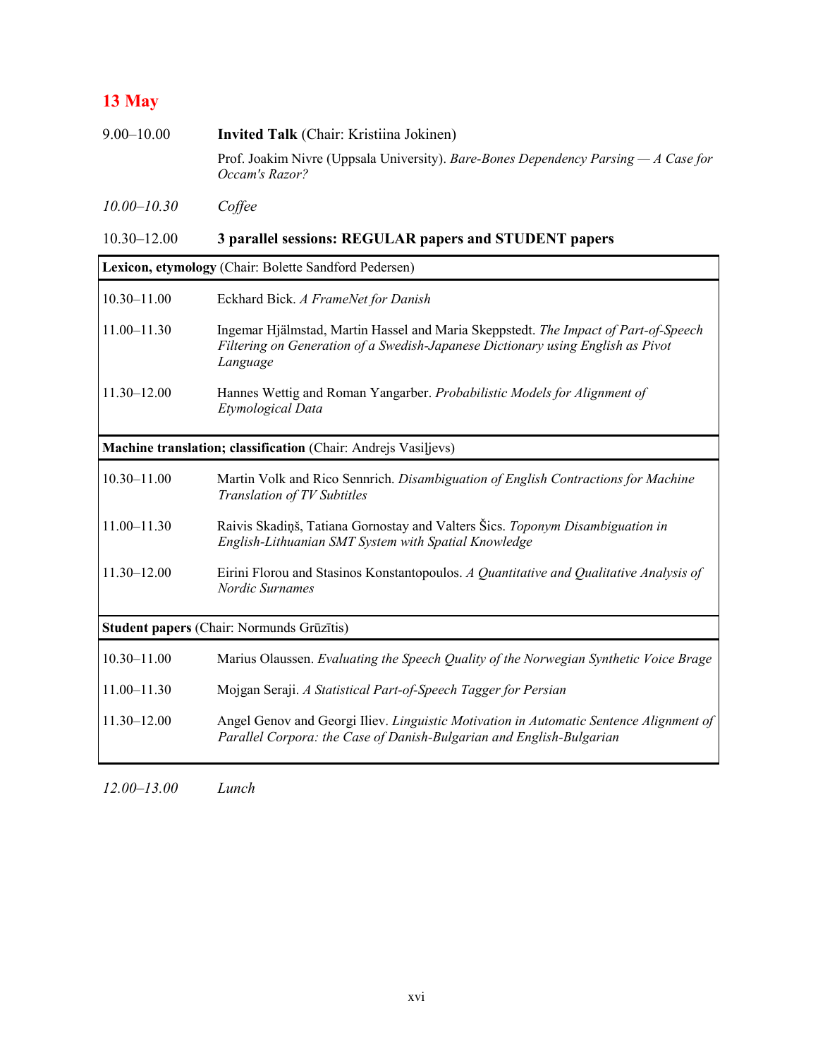## 13 May

9.00–10.00 **Invited Talk** (Chair: Kristiina Jokinen)

Prof. Joakim Nivre (Uppsala University). *Bare-Bones Dependency Parsing — A Case for Occam's Razor?*

*10.00–10.30* *Coffee*

10.30–12.00 **3 parallel sessions: REGULAR papers and STUDENT papers**

| **Lexicon, etymology** (Chair: Bolette Sandford Pedersen) | |
|---|---|
| 10.30–11.00 | Eckhard Bick. *A FrameNet for Danish* |
| 11.00–11.30 | Ingemar Hjälmstad, Martin Hassel and Maria Skeppstedt. *The Impact of Part-of-Speech Filtering on Generation of a Swedish-Japanese Dictionary using English as Pivot Language* |
| 11.30–12.00 | Hannes Wettig and Roman Yangarber. *Probabilistic Models for Alignment of Etymological Data* |

| **Machine translation; classification** (Chair: Andrejs Vasiļjevs) | |
|---|---|
| 10.30–11.00 | Martin Volk and Rico Sennrich. *Disambiguation of English Contractions for Machine Translation of TV Subtitles* |
| 11.00–11.30 | Raivis Skadiņš, Tatiana Gornostay and Valters Šics. *Toponym Disambiguation in English-Lithuanian SMT System with Spatial Knowledge* |
| 11.30–12.00 | Eirini Florou and Stasinos Konstantopoulos. *A Quantitative and Qualitative Analysis of Nordic Surnames* |

| **Student papers** (Chair: Normunds Grūzītis) | |
|---|---|
| 10.30–11.00 | Marius Olaussen. *Evaluating the Speech Quality of the Norwegian Synthetic Voice Brage* |
| 11.00–11.30 | Mojgan Seraji. *A Statistical Part-of-Speech Tagger for Persian* |
| 11.30–12.00 | Angel Genov and Georgi Iliev. *Linguistic Motivation in Automatic Sentence Alignment of Parallel Corpora: the Case of Danish-Bulgarian and English-Bulgarian* |

*12.00–13.00* *Lunch*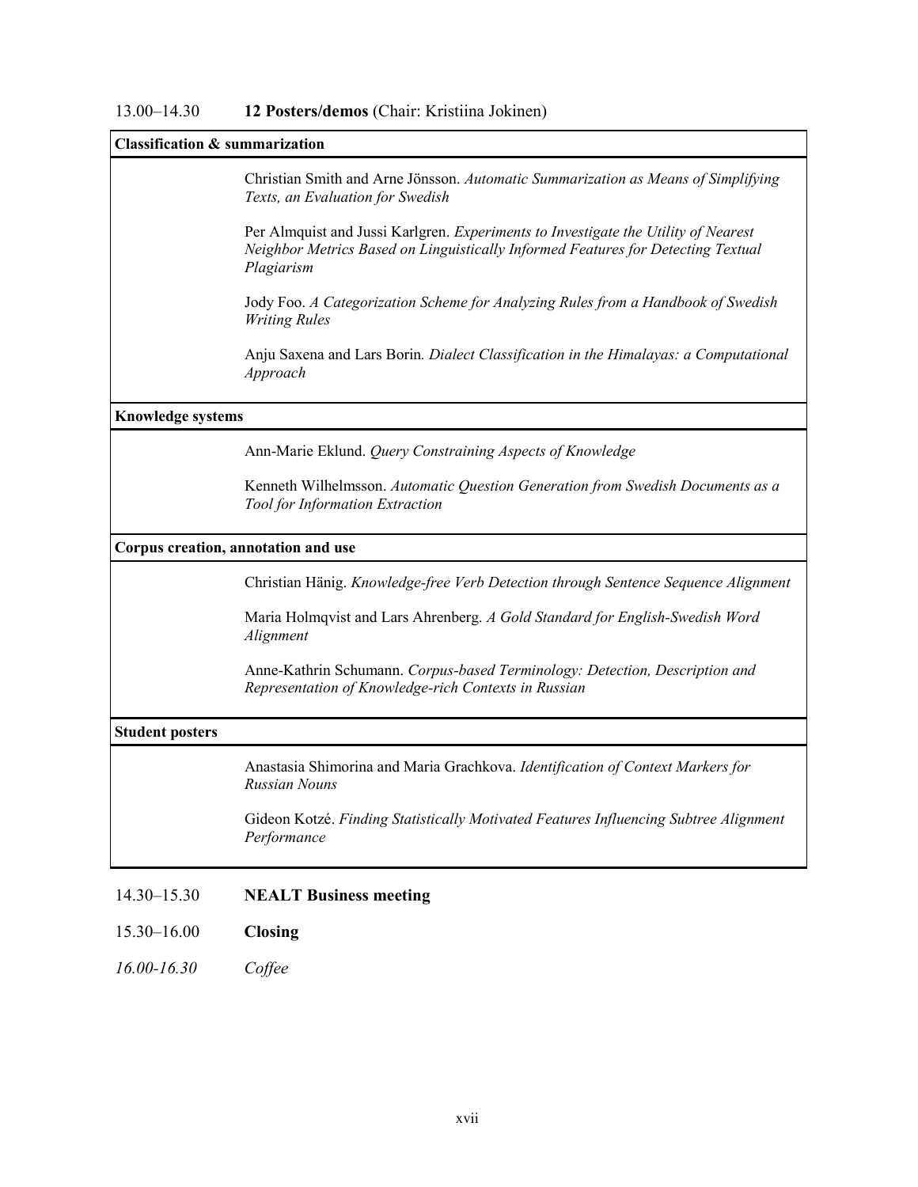13.00–14.30 **12 Posters/demos** (Chair: Kristiina Jokinen)

**Classification & summarization**

Christian Smith and Arne Jönsson. *Automatic Summarization as Means of Simplifying Texts, an Evaluation for Swedish*

Per Almquist and Jussi Karlgren. *Experiments to Investigate the Utility of Nearest Neighbor Metrics Based on Linguistically Informed Features for Detecting Textual Plagiarism*

Jody Foo. *A Categorization Scheme for Analyzing Rules from a Handbook of Swedish Writing Rules*

Anju Saxena and Lars Borin. *Dialect Classification in the Himalayas: a Computational Approach*

**Knowledge systems**

Ann-Marie Eklund. *Query Constraining Aspects of Knowledge*

Kenneth Wilhelmsson. *Automatic Question Generation from Swedish Documents as a Tool for Information Extraction*

**Corpus creation, annotation and use**

Christian Hänig. *Knowledge-free Verb Detection through Sentence Sequence Alignment*

Maria Holmqvist and Lars Ahrenberg. *A Gold Standard for English-Swedish Word Alignment*

Anne-Kathrin Schumann. *Corpus-based Terminology: Detection, Description and Representation of Knowledge-rich Contexts in Russian*

**Student posters**

Anastasia Shimorina and Maria Grachkova. *Identification of Context Markers for Russian Nouns*

Gideon Kotzé. *Finding Statistically Motivated Features Influencing Subtree Alignment Performance*

14.30–15.30 **NEALT Business meeting**

15.30–16.00 **Closing**

*16.00-16.30 Coffee*